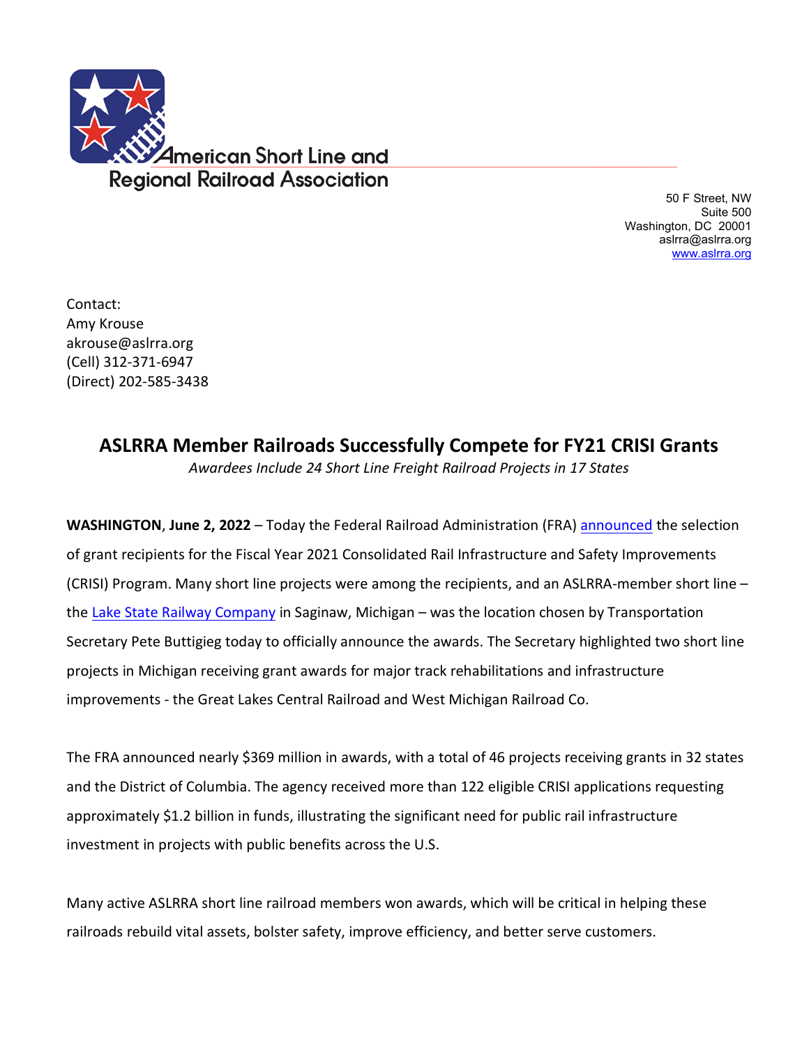American Short Line and Regional Railroad Association

50 F Street, NW
Suite 500
Washington, DC 20001
aslrra@aslrra.org
www.aslrra.org

Contact:
Amy Krouse
akrouse@aslrra.org
(Cell) 312-371-6947
(Direct) 202-585-3438

# ASLRRA Member Railroads Successfully Compete for FY21 CRISI Grants

*Awardees Include 24 Short Line Freight Railroad Projects in 17 States*

**WASHINGTON**, **June 2, 2022** – Today the Federal Railroad Administration (FRA) announced the selection of grant recipients for the Fiscal Year 2021 Consolidated Rail Infrastructure and Safety Improvements (CRISI) Program. Many short line projects were among the recipients, and an ASLRRA-member short line – the Lake State Railway Company in Saginaw, Michigan – was the location chosen by Transportation Secretary Pete Buttigieg today to officially announce the awards. The Secretary highlighted two short line projects in Michigan receiving grant awards for major track rehabilitations and infrastructure improvements - the Great Lakes Central Railroad and West Michigan Railroad Co.

The FRA announced nearly $369 million in awards, with a total of 46 projects receiving grants in 32 states and the District of Columbia. The agency received more than 122 eligible CRISI applications requesting approximately $1.2 billion in funds, illustrating the significant need for public rail infrastructure investment in projects with public benefits across the U.S.

Many active ASLRRA short line railroad members won awards, which will be critical in helping these railroads rebuild vital assets, bolster safety, improve efficiency, and better serve customers.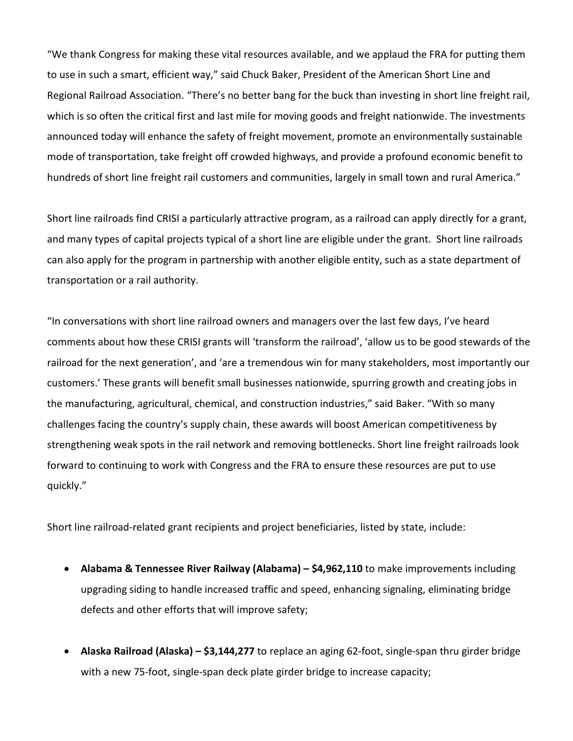"We thank Congress for making these vital resources available, and we applaud the FRA for putting them to use in such a smart, efficient way," said Chuck Baker, President of the American Short Line and Regional Railroad Association. "There's no better bang for the buck than investing in short line freight rail, which is so often the critical first and last mile for moving goods and freight nationwide. The investments announced today will enhance the safety of freight movement, promote an environmentally sustainable mode of transportation, take freight off crowded highways, and provide a profound economic benefit to hundreds of short line freight rail customers and communities, largely in small town and rural America."

Short line railroads find CRISI a particularly attractive program, as a railroad can apply directly for a grant, and many types of capital projects typical of a short line are eligible under the grant. Short line railroads can also apply for the program in partnership with another eligible entity, such as a state department of transportation or a rail authority.

"In conversations with short line railroad owners and managers over the last few days, I've heard comments about how these CRISI grants will 'transform the railroad', 'allow us to be good stewards of the railroad for the next generation', and 'are a tremendous win for many stakeholders, most importantly our customers.' These grants will benefit small businesses nationwide, spurring growth and creating jobs in the manufacturing, agricultural, chemical, and construction industries," said Baker. "With so many challenges facing the country's supply chain, these awards will boost American competitiveness by strengthening weak spots in the rail network and removing bottlenecks. Short line freight railroads look forward to continuing to work with Congress and the FRA to ensure these resources are put to use quickly."

Short line railroad-related grant recipients and project beneficiaries, listed by state, include:

- **Alabama & Tennessee River Railway (Alabama) – $4,962,110** to make improvements including upgrading siding to handle increased traffic and speed, enhancing signaling, eliminating bridge defects and other efforts that will improve safety;
- **Alaska Railroad (Alaska) – $3,144,277** to replace an aging 62-foot, single-span thru girder bridge with a new 75-foot, single-span deck plate girder bridge to increase capacity;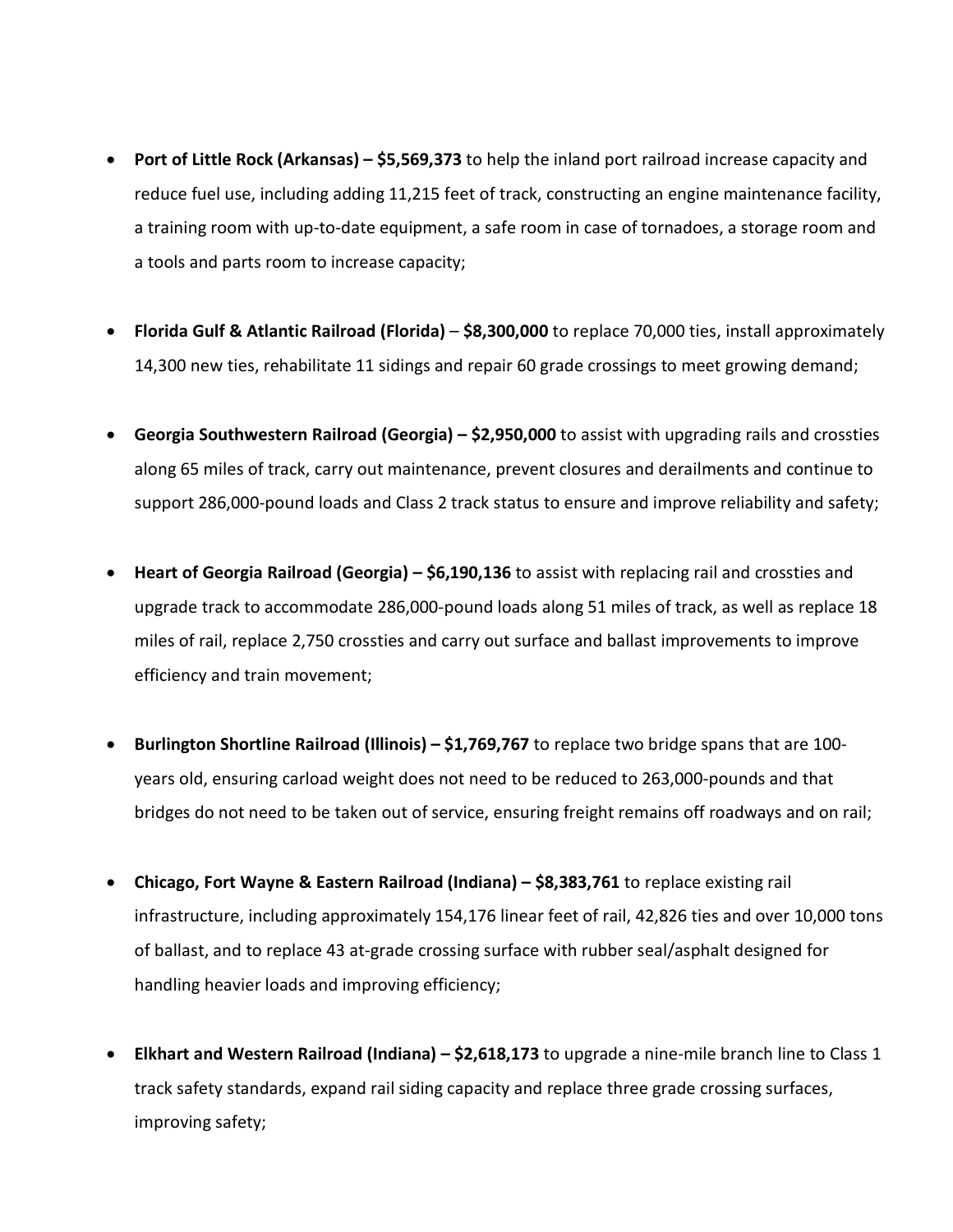- **Port of Little Rock (Arkansas) – $5,569,373** to help the inland port railroad increase capacity and reduce fuel use, including adding 11,215 feet of track, constructing an engine maintenance facility, a training room with up-to-date equipment, a safe room in case of tornadoes, a storage room and a tools and parts room to increase capacity;

- **Florida Gulf & Atlantic Railroad (Florida)** – **$8,300,000** to replace 70,000 ties, install approximately 14,300 new ties, rehabilitate 11 sidings and repair 60 grade crossings to meet growing demand;

- **Georgia Southwestern Railroad (Georgia) – $2,950,000** to assist with upgrading rails and crossties along 65 miles of track, carry out maintenance, prevent closures and derailments and continue to support 286,000-pound loads and Class 2 track status to ensure and improve reliability and safety;

- **Heart of Georgia Railroad (Georgia) – $6,190,136** to assist with replacing rail and crossties and upgrade track to accommodate 286,000-pound loads along 51 miles of track, as well as replace 18 miles of rail, replace 2,750 crossties and carry out surface and ballast improvements to improve efficiency and train movement;

- **Burlington Shortline Railroad (Illinois) – $1,769,767** to replace two bridge spans that are 100-years old, ensuring carload weight does not need to be reduced to 263,000-pounds and that bridges do not need to be taken out of service, ensuring freight remains off roadways and on rail;

- **Chicago, Fort Wayne & Eastern Railroad (Indiana) – $8,383,761** to replace existing rail infrastructure, including approximately 154,176 linear feet of rail, 42,826 ties and over 10,000 tons of ballast, and to replace 43 at-grade crossing surface with rubber seal/asphalt designed for handling heavier loads and improving efficiency;

- **Elkhart and Western Railroad (Indiana) – $2,618,173** to upgrade a nine-mile branch line to Class 1 track safety standards, expand rail siding capacity and replace three grade crossing surfaces, improving safety;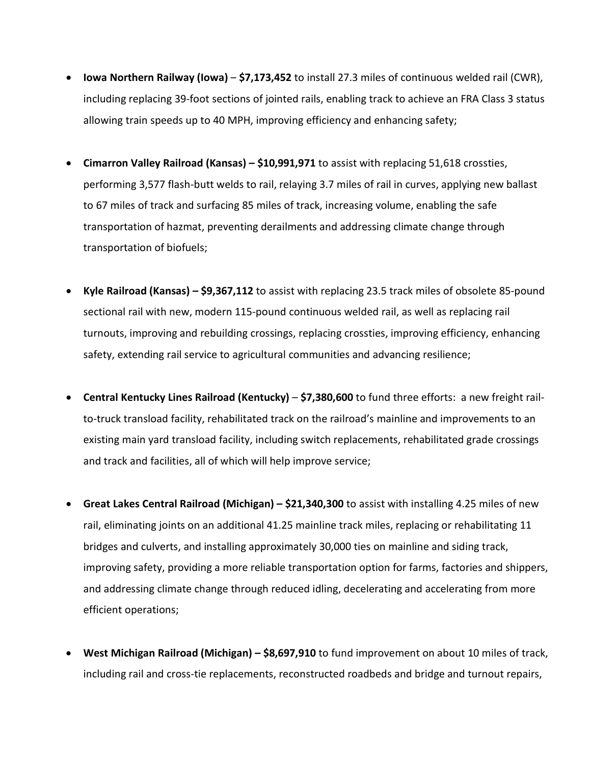- **Iowa Northern Railway (Iowa)** – **$7,173,452** to install 27.3 miles of continuous welded rail (CWR), including replacing 39-foot sections of jointed rails, enabling track to achieve an FRA Class 3 status allowing train speeds up to 40 MPH, improving efficiency and enhancing safety;

- **Cimarron Valley Railroad (Kansas) – $10,991,971** to assist with replacing 51,618 crossties, performing 3,577 flash-butt welds to rail, relaying 3.7 miles of rail in curves, applying new ballast to 67 miles of track and surfacing 85 miles of track, increasing volume, enabling the safe transportation of hazmat, preventing derailments and addressing climate change through transportation of biofuels;

- **Kyle Railroad (Kansas) – $9,367,112** to assist with replacing 23.5 track miles of obsolete 85-pound sectional rail with new, modern 115-pound continuous welded rail, as well as replacing rail turnouts, improving and rebuilding crossings, replacing crossties, improving efficiency, enhancing safety, extending rail service to agricultural communities and advancing resilience;

- **Central Kentucky Lines Railroad (Kentucky)** – **$7,380,600** to fund three efforts: a new freight rail-to-truck transload facility, rehabilitated track on the railroad's mainline and improvements to an existing main yard transload facility, including switch replacements, rehabilitated grade crossings and track and facilities, all of which will help improve service;

- **Great Lakes Central Railroad (Michigan) – $21,340,300** to assist with installing 4.25 miles of new rail, eliminating joints on an additional 41.25 mainline track miles, replacing or rehabilitating 11 bridges and culverts, and installing approximately 30,000 ties on mainline and siding track, improving safety, providing a more reliable transportation option for farms, factories and shippers, and addressing climate change through reduced idling, decelerating and accelerating from more efficient operations;

- **West Michigan Railroad (Michigan) – $8,697,910** to fund improvement on about 10 miles of track, including rail and cross-tie replacements, reconstructed roadbeds and bridge and turnout repairs,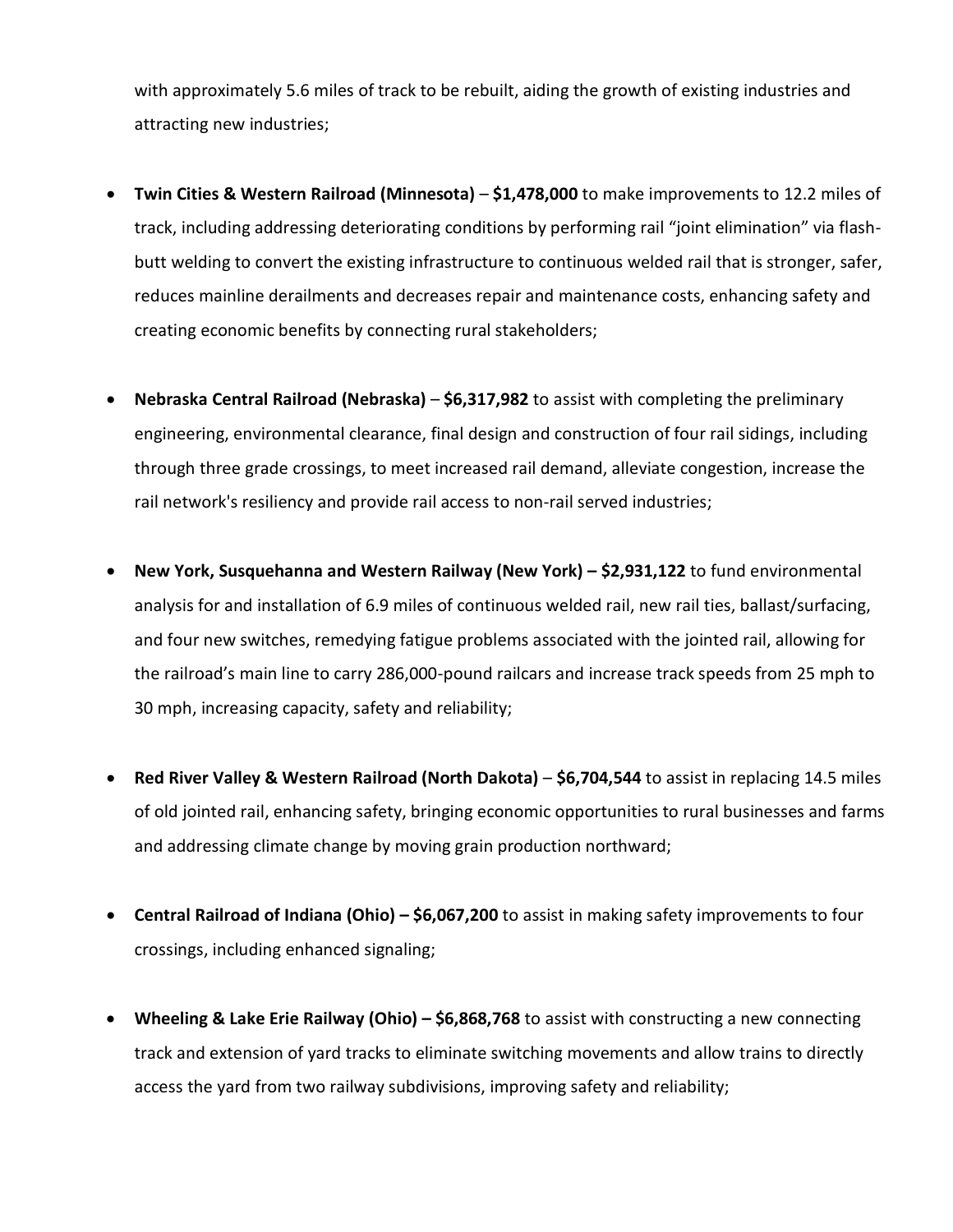with approximately 5.6 miles of track to be rebuilt, aiding the growth of existing industries and attracting new industries;

- **Twin Cities & Western Railroad (Minnesota)** – **$1,478,000** to make improvements to 12.2 miles of track, including addressing deteriorating conditions by performing rail "joint elimination" via flash-butt welding to convert the existing infrastructure to continuous welded rail that is stronger, safer, reduces mainline derailments and decreases repair and maintenance costs, enhancing safety and creating economic benefits by connecting rural stakeholders;

- **Nebraska Central Railroad (Nebraska)** – **$6,317,982** to assist with completing the preliminary engineering, environmental clearance, final design and construction of four rail sidings, including through three grade crossings, to meet increased rail demand, alleviate congestion, increase the rail network's resiliency and provide rail access to non-rail served industries;

- **New York, Susquehanna and Western Railway (New York) – $2,931,122** to fund environmental analysis for and installation of 6.9 miles of continuous welded rail, new rail ties, ballast/surfacing, and four new switches, remedying fatigue problems associated with the jointed rail, allowing for the railroad's main line to carry 286,000-pound railcars and increase track speeds from 25 mph to 30 mph, increasing capacity, safety and reliability;

- **Red River Valley & Western Railroad (North Dakota)** – **$6,704,544** to assist in replacing 14.5 miles of old jointed rail, enhancing safety, bringing economic opportunities to rural businesses and farms and addressing climate change by moving grain production northward;

- **Central Railroad of Indiana (Ohio) – $6,067,200** to assist in making safety improvements to four crossings, including enhanced signaling;

- **Wheeling & Lake Erie Railway (Ohio) – $6,868,768** to assist with constructing a new connecting track and extension of yard tracks to eliminate switching movements and allow trains to directly access the yard from two railway subdivisions, improving safety and reliability;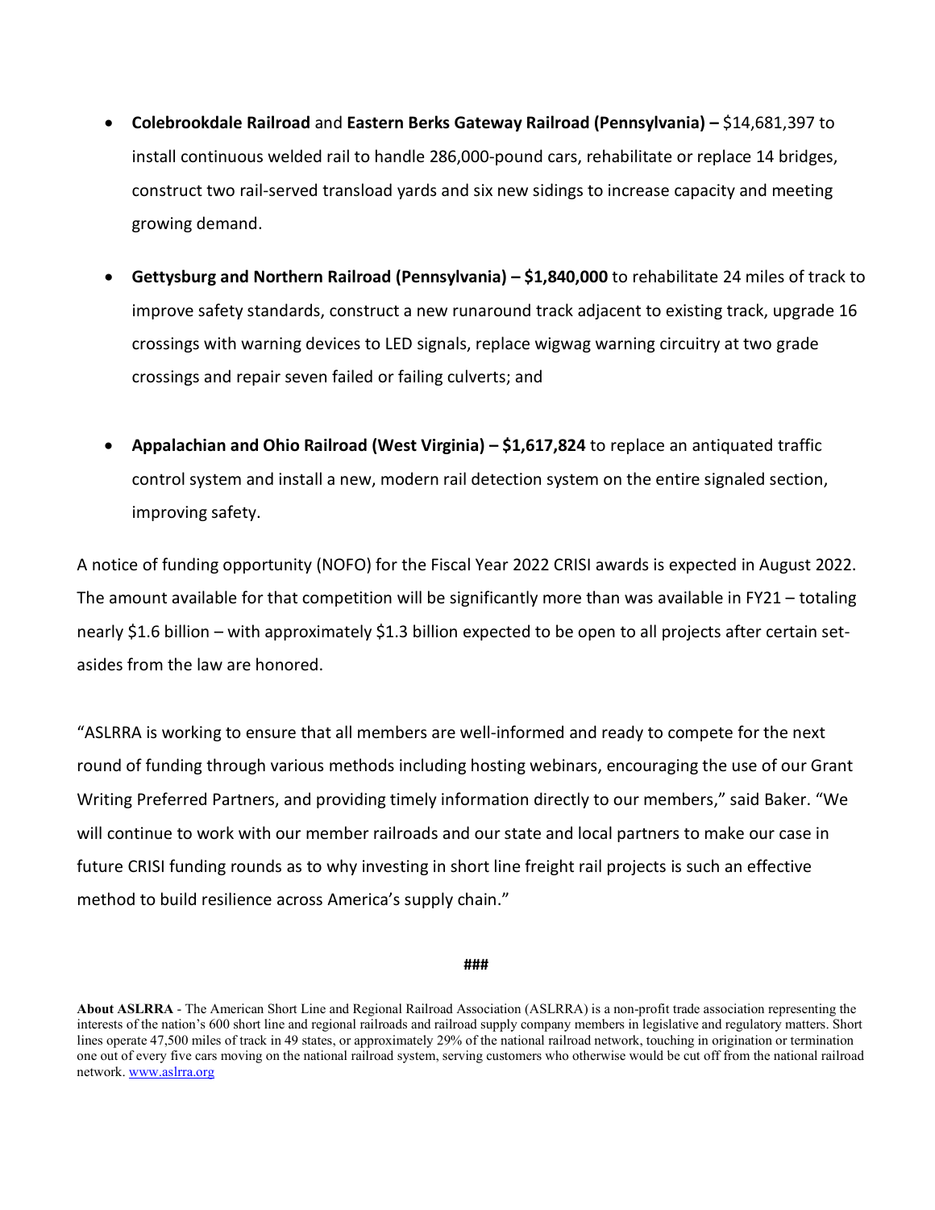- **Colebrookdale Railroad** and **Eastern Berks Gateway Railroad (Pennsylvania) –** $14,681,397 to install continuous welded rail to handle 286,000-pound cars, rehabilitate or replace 14 bridges, construct two rail-served transload yards and six new sidings to increase capacity and meeting growing demand.

- **Gettysburg and Northern Railroad (Pennsylvania) – $1,840,000** to rehabilitate 24 miles of track to improve safety standards, construct a new runaround track adjacent to existing track, upgrade 16 crossings with warning devices to LED signals, replace wigwag warning circuitry at two grade crossings and repair seven failed or failing culverts; and

- **Appalachian and Ohio Railroad (West Virginia) – $1,617,824** to replace an antiquated traffic control system and install a new, modern rail detection system on the entire signaled section, improving safety.

A notice of funding opportunity (NOFO) for the Fiscal Year 2022 CRISI awards is expected in August 2022. The amount available for that competition will be significantly more than was available in FY21 – totaling nearly $1.6 billion – with approximately $1.3 billion expected to be open to all projects after certain set-asides from the law are honored.

"ASLRRA is working to ensure that all members are well-informed and ready to compete for the next round of funding through various methods including hosting webinars, encouraging the use of our Grant Writing Preferred Partners, and providing timely information directly to our members," said Baker. "We will continue to work with our member railroads and our state and local partners to make our case in future CRISI funding rounds as to why investing in short line freight rail projects is such an effective method to build resilience across America's supply chain."

###

**About ASLRRA** - The American Short Line and Regional Railroad Association (ASLRRA) is a non-profit trade association representing the interests of the nation's 600 short line and regional railroads and railroad supply company members in legislative and regulatory matters. Short lines operate 47,500 miles of track in 49 states, or approximately 29% of the national railroad network, touching in origination or termination one out of every five cars moving on the national railroad system, serving customers who otherwise would be cut off from the national railroad network. www.aslrra.org